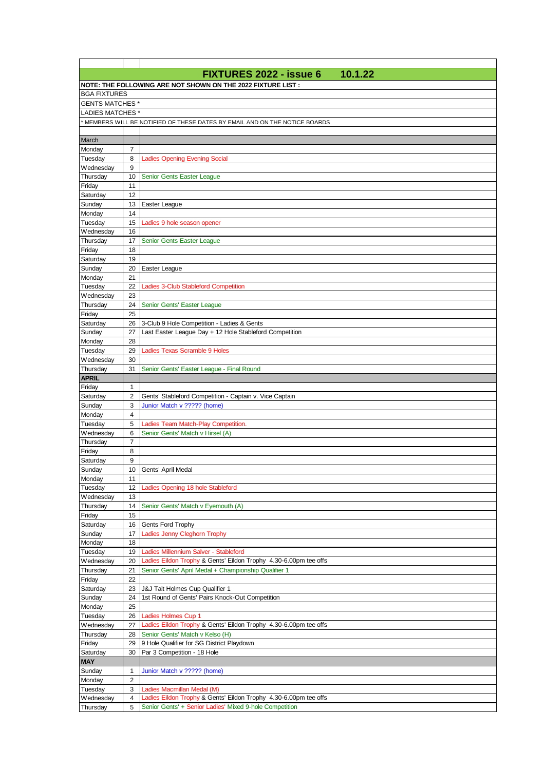# FIXTURES 2022 - issue 6 10.1.22

**NOTE: THE FOLLOWING ARE NOT SHOWN ON THE 2022 FIXTURE LIST :**

BGA FIXTURES

GENTS MATCHES *

LADIES MATCHES *

* MEMBERS WILL BE NOTIFIED OF THESE DATES BY EMAIL AND ON THE NOTICE BOARDS

| | | |
|---|---|---|
| March | | |
| Monday | 7 | |
| Tuesday | 8 | Ladies Opening Evening Social |
| Wednesday | 9 | |
| Thursday | 10 | Senior Gents Easter League |
| Friday | 11 | |
| Saturday | 12 | |
| Sunday | 13 | Easter League |
| Monday | 14 | |
| Tuesday | 15 | Ladies 9 hole season opener |
| Wednesday | 16 | |
| Thursday | 17 | Senior Gents Easter League |
| Friday | 18 | |
| Saturday | 19 | |
| Sunday | 20 | Easter League |
| Monday | 21 | |
| Tuesday | 22 | Ladies 3-Club Stableford Competition |
| Wednesday | 23 | |
| Thursday | 24 | Senior Gents' Easter League |
| Friday | 25 | |
| Saturday | 26 | 3-Club 9 Hole Competition - Ladies & Gents |
| Sunday | 27 | Last Easter League Day + 12 Hole Stableford Competition |
| Monday | 28 | |
| Tuesday | 29 | Ladies Texas Scramble 9 Holes |
| Wednesday | 30 | |
| Thursday | 31 | Senior Gents' Easter League - Final Round |
| **APRIL** | | |
| Friday | 1 | |
| Saturday | 2 | Gents' Stableford Competition - Captain v. Vice Captain |
| Sunday | 3 | Junior Match v ????? (home) |
| Monday | 4 | |
| Tuesday | 5 | Ladies Team Match-Play Competition. |
| Wednesday | 6 | Senior Gents' Match v Hirsel (A) |
| Thursday | 7 | |
| Friday | 8 | |
| Saturday | 9 | |
| Sunday | 10 | Gents' April Medal |
| Monday | 11 | |
| Tuesday | 12 | Ladies Opening 18 hole Stableford |
| Wednesday | 13 | |
| Thursday | 14 | Senior Gents' Match v Eyemouth (A) |
| Friday | 15 | |
| Saturday | 16 | Gents Ford Trophy |
| Sunday | 17 | Ladies Jenny Cleghorn Trophy |
| Monday | 18 | |
| Tuesday | 19 | Ladies Millennium Salver - Stableford |
| Wednesday | 20 | Ladies Eildon Trophy & Gents' Eildon Trophy 4.30-6.00pm tee offs |
| Thursday | 21 | Senior Gents' April Medal + Championship Qualifier 1 |
| Friday | 22 | |
| Saturday | 23 | J&J Tait Holmes Cup Qualifier 1 |
| Sunday | 24 | 1st Round of Gents' Pairs Knock-Out Competition |
| Monday | 25 | |
| Tuesday | 26 | Ladies Holmes Cup 1 |
| Wednesday | 27 | Ladies Eildon Trophy & Gents' Eildon Trophy 4.30-6.00pm tee offs |
| Thursday | 28 | Senior Gents' Match v Kelso (H) |
| Friday | 29 | 9 Hole Qualifier for SG District Playdown |
| Saturday | 30 | Par 3 Competition - 18 Hole |
| **MAY** | | |
| Sunday | 1 | Junior Match v ????? (home) |
| Monday | 2 | |
| Tuesday | 3 | Ladies Macmillan Medal (M) |
| Wednesday | 4 | Ladies Eildon Trophy & Gents' Eildon Trophy 4.30-6.00pm tee offs |
| Thursday | 5 | Senior Gents' + Senior Ladies' Mixed 9-hole Competition |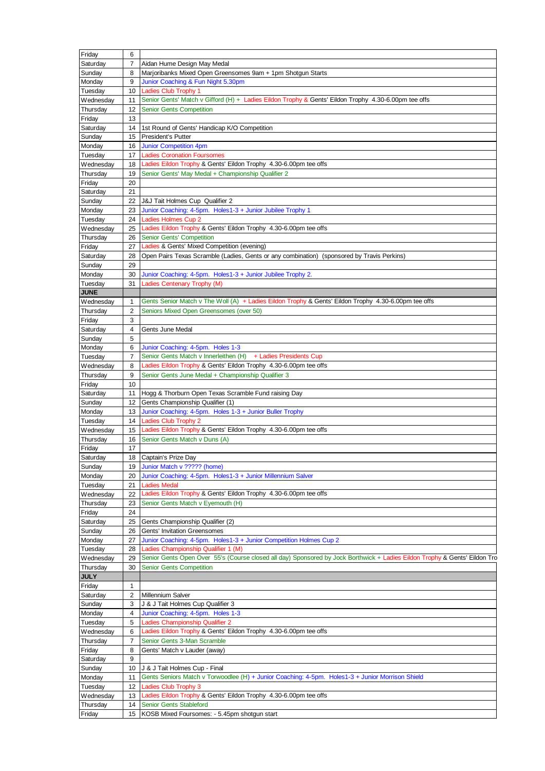| | | |
|---|---|---|
| Friday | 6 | |
| Saturday | 7 | Aidan Hume Design May Medal |
| Sunday | 8 | Marjoribanks Mixed Open Greensomes 9am + 1pm Shotgun Starts |
| Monday | 9 | Junior Coaching & Fun Night 5.30pm |
| Tuesday | 10 | Ladies Club Trophy 1 |
| Wednesday | 11 | Senior Gents' Match v Gifford (H) + Ladies Eildon Trophy & Gents' Eildon Trophy 4.30-6.00pm tee offs |
| Thursday | 12 | Senior Gents Competition |
| Friday | 13 | |
| Saturday | 14 | 1st Round of Gents' Handicap K/O Competition |
| Sunday | 15 | President's Putter |
| Monday | 16 | Junior Competition 4pm |
| Tuesday | 17 | Ladies Coronation Foursomes |
| Wednesday | 18 | Ladies Eildon Trophy & Gents' Eildon Trophy 4.30-6.00pm tee offs |
| Thursday | 19 | Senior Gents' May Medal + Championship Qualifier 2 |
| Friday | 20 | |
| Saturday | 21 | |
| Sunday | 22 | J&J Tait Holmes Cup Qualifier 2 |
| Monday | 23 | Junior Coaching: 4-5pm. Holes1-3 + Junior Jubilee Trophy 1 |
| Tuesday | 24 | Ladies Holmes Cup 2 |
| Wednesday | 25 | Ladies Eildon Trophy & Gents' Eildon Trophy 4.30-6.00pm tee offs |
| Thursday | 26 | Senior Gents' Competition |
| Friday | 27 | Ladies & Gents' Mixed Competition (evening) |
| Saturday | 28 | Open Pairs Texas Scramble (Ladies, Gents or any combination) (sponsored by Travis Perkins) |
| Sunday | 29 | |
| Monday | 30 | Junior Coaching: 4-5pm. Holes1-3 + Junior Jubilee Trophy 2. |
| Tuesday | 31 | Ladies Centenary Trophy (M) |
| **JUNE** | | |
| Wednesday | 1 | Gents Senior Match v The Woll (A) + Ladies Eildon Trophy & Gents' Eildon Trophy 4.30-6.00pm tee offs |
| Thursday | 2 | Seniors Mixed Open Greensomes (over 50) |
| Friday | 3 | |
| Saturday | 4 | Gents June Medal |
| Sunday | 5 | |
| Monday | 6 | Junior Coaching: 4-5pm. Holes 1-3 |
| Tuesday | 7 | Senior Gents Match v Innerleithen (H) + Ladies Presidents Cup |
| Wednesday | 8 | Ladies Eildon Trophy & Gents' Eildon Trophy 4.30-6.00pm tee offs |
| Thursday | 9 | Senior Gents June Medal + Championship Qualifier 3 |
| Friday | 10 | |
| Saturday | 11 | Hogg & Thorburn Open Texas Scramble Fund raising Day |
| Sunday | 12 | Gents Championship Qualifier (1) |
| Monday | 13 | Junior Coaching: 4-5pm. Holes 1-3 + Junior Buller Trophy |
| Tuesday | 14 | Ladies Club Trophy 2 |
| Wednesday | 15 | Ladies Eildon Trophy & Gents' Eildon Trophy 4.30-6.00pm tee offs |
| Thursday | 16 | Senior Gents Match v Duns (A) |
| Friday | 17 | |
| Saturday | 18 | Captain's Prize Day |
| Sunday | 19 | Junior Match v ????? (home) |
| Monday | 20 | Junior Coaching: 4-5pm. Holes1-3 + Junior Millennium Salver |
| Tuesday | 21 | Ladies Medal |
| Wednesday | 22 | Ladies Eildon Trophy & Gents' Eildon Trophy 4.30-6.00pm tee offs |
| Thursday | 23 | Senior Gents Match v Eyemouth (H) |
| Friday | 24 | |
| Saturday | 25 | Gents Championship Qualifier (2) |
| Sunday | 26 | Gents' Invitation Greensomes |
| Monday | 27 | Junior Coaching: 4-5pm. Holes1-3 + Junior Competition Holmes Cup 2 |
| Tuesday | 28 | Ladies Championship Qualifier 1 (M) |
| Wednesday | 29 | Senior Gents Open Over 55's (Course closed all day) Sponsored by Jock Borthwick + Ladies Eildon Trophy & Gents' Eildon Tro |
| Thursday | 30 | Senior Gents Competition |
| **JULY** | | |
| Friday | 1 | |
| Saturday | 2 | Millennium Salver |
| Sunday | 3 | J & J Tait Holmes Cup Qualifier 3 |
| Monday | 4 | Junior Coaching: 4-5pm. Holes 1-3 |
| Tuesday | 5 | Ladies Championship Qualifier 2 |
| Wednesday | 6 | Ladies Eildon Trophy & Gents' Eildon Trophy 4.30-6.00pm tee offs |
| Thursday | 7 | Senior Gents 3-Man Scramble |
| Friday | 8 | Gents' Match v Lauder (away) |
| Saturday | 9 | |
| Sunday | 10 | J & J Tait Holmes Cup - Final |
| Monday | 11 | Gents Seniors Match v Torwoodlee (H) + Junior Coaching: 4-5pm. Holes1-3 + Junior Morrison Shield |
| Tuesday | 12 | Ladies Club Trophy 3 |
| Wednesday | 13 | Ladies Eildon Trophy & Gents' Eildon Trophy 4.30-6.00pm tee offs |
| Thursday | 14 | Senior Gents Stableford |
| Friday | 15 | KOSB Mixed Foursomes: - 5.45pm shotgun start |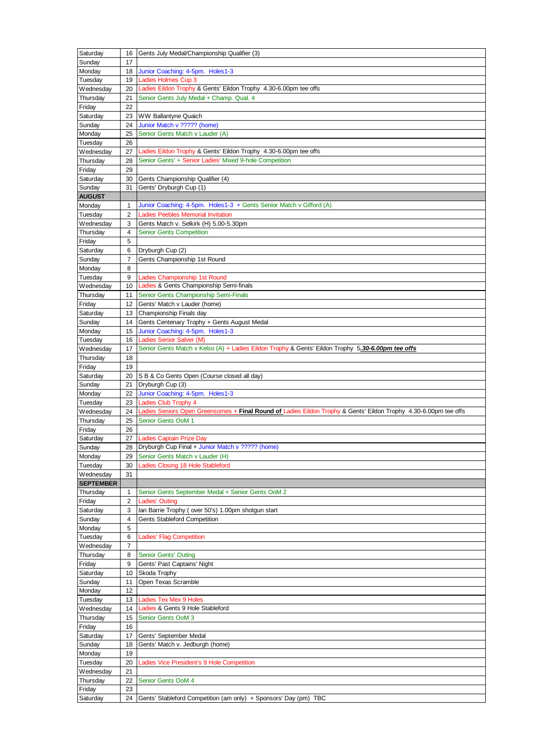| | | |
|---|---|---|
| Saturday | 16 | Gents July Medal/Championship Qualifier (3) |
| Sunday | 17 | |
| Monday | 18 | Junior Coaching: 4-5pm. Holes1-3 |
| Tuesday | 19 | Ladies Holmes Cup 3 |
| Wednesday | 20 | Ladies Eildon Trophy & Gents' Eildon Trophy 4.30-6.00pm tee offs |
| Thursday | 21 | Senior Gents July Medal + Champ. Qual. 4 |
| Friday | 22 | |
| Saturday | 23 | WW Ballantyne Quaich |
| Sunday | 24 | Junior Match v ????? (home) |
| Monday | 25 | Senior Gents Match v Lauder (A) |
| Tuesday | 26 | |
| Wednesday | 27 | Ladies Eildon Trophy & Gents' Eildon Trophy 4.30-6.00pm tee offs |
| Thursday | 28 | Senior Gents' + Senior Ladies' Mixed 9-hole Competition |
| Friday | 29 | |
| Saturday | 30 | Gents Championship Qualifier (4) |
| Sunday | 31 | Gents' Dryburgh Cup (1) |
| **AUGUST** | | |
| Monday | 1 | Junior Coaching: 4-5pm. Holes1-3 + Gents Senior Match v Gifford (A) |
| Tuesday | 2 | Ladies Peebles Memorial Invitation |
| Wednesday | 3 | Gents Match v. Selkirk (H) 5.00-5.30pm |
| Thursday | 4 | Senior Gents Competition |
| Friday | 5 | |
| Saturday | 6 | Dryburgh Cup (2) |
| Sunday | 7 | Gents Championship 1st Round |
| Monday | 8 | |
| Tuesday | 9 | Ladies Championship 1st Round |
| Wednesday | 10 | Ladies & Gents Championship Semi-finals |
| Thursday | 11 | Senior Gents Championship Semi-Finals |
| Friday | 12 | Gents' Match v Lauder (home) |
| Saturday | 13 | Championship Finals day |
| Sunday | 14 | Gents Centenary Trophy + Gents August Medal |
| Monday | 15 | Junior Coaching: 4-5pm. Holes1-3 |
| Tuesday | 16 | Ladies Senior Salver (M) |
| Wednesday | 17 | Senior Gents Match v Kelso (A) + Ladies Eildon Trophy & Gents' Eildon Trophy 5***.30-6.00pm tee offs*** |
| Thursday | 18 | |
| Friday | 19 | |
| Saturday | 20 | S B & Co Gents Open (Course closed all day) |
| Sunday | 21 | Dryburgh Cup (3) |
| Monday | 22 | Junior Coaching: 4-5pm. Holes1-3 |
| Tuesday | 23 | Ladies Club Trophy 4 |
| Wednesday | 24 | Ladies Seniors Open Greensomes + **Final Round of** Ladies Eildon Trophy & Gents' Eildon Trophy 4.30-6.00pm tee offs |
| Thursday | 25 | Senior Gents OoM 1 |
| Friday | 26 | |
| Saturday | 27 | Ladies Captain Prize Day |
| Sunday | 28 | Dryburgh Cup Final + Junior Match v ????? (home) |
| Monday | 29 | Senior Gents Match v Lauder (H) |
| Tuesday | 30 | Ladies Closing 18 Hole Stableford |
| Wednesday | 31 | |
| **SEPTEMBER** | | |
| Thursday | 1 | Senior Gents September Medal + Senior Gents OoM 2 |
| Friday | 2 | Ladies' Outing |
| Saturday | 3 | Ian Barrie Trophy ( over 50's) 1.00pm shotgun start |
| Sunday | 4 | Gents Stableford Competition |
| Monday | 5 | |
| Tuesday | 6 | Ladies' Flag Competition |
| Wednesday | 7 | |
| Thursday | 8 | Senior Gents' Outing |
| Friday | 9 | Gents' Past Captains' Night |
| Saturday | 10 | Skoda Trophy |
| Sunday | 11 | Open Texas Scramble |
| Monday | 12 | |
| Tuesday | 13 | Ladies Tex Mex 9 Holes |
| Wednesday | 14 | Ladies & Gents 9 Hole Stableford |
| Thursday | 15 | Senior Gents OoM 3 |
| Friday | 16 | |
| Saturday | 17 | Gents' September Medal |
| Sunday | 18 | Gents' Match v. Jedburgh (home) |
| Monday | 19 | |
| Tuesday | 20 | Ladies Vice President's 9 Hole Competition |
| Wednesday | 21 | |
| Thursday | 22 | Senior Gents OoM 4 |
| Friday | 23 | |
| Saturday | 24 | Gents' Stableford Competition (am only) + Sponsors' Day (pm) TBC |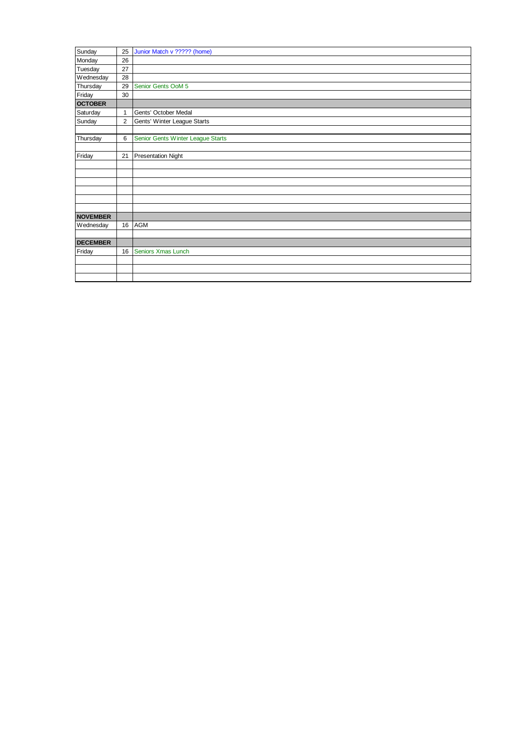| | | |
|---|---|---|
| Sunday | 25 | Junior Match v ????? (home) |
| Monday | 26 | |
| Tuesday | 27 | |
| Wednesday | 28 | |
| Thursday | 29 | Senior Gents OoM 5 |
| Friday | 30 | |
| **OCTOBER** | | |
| Saturday | 1 | Gents' October Medal |
| Sunday | 2 | Gents' Winter League Starts |
| | | |
| Thursday | 6 | Senior Gents Winter League Starts |
| | | |
| Friday | 21 | Presentation Night |
| | | |
| | | |
| | | |
| | | |
| | | |
| | | |
| **NOVEMBER** | | |
| Wednesday | 16 | AGM |
| | | |
| **DECEMBER** | | |
| Friday | 16 | Seniors Xmas Lunch |
| | | |
| | | |
| | | |